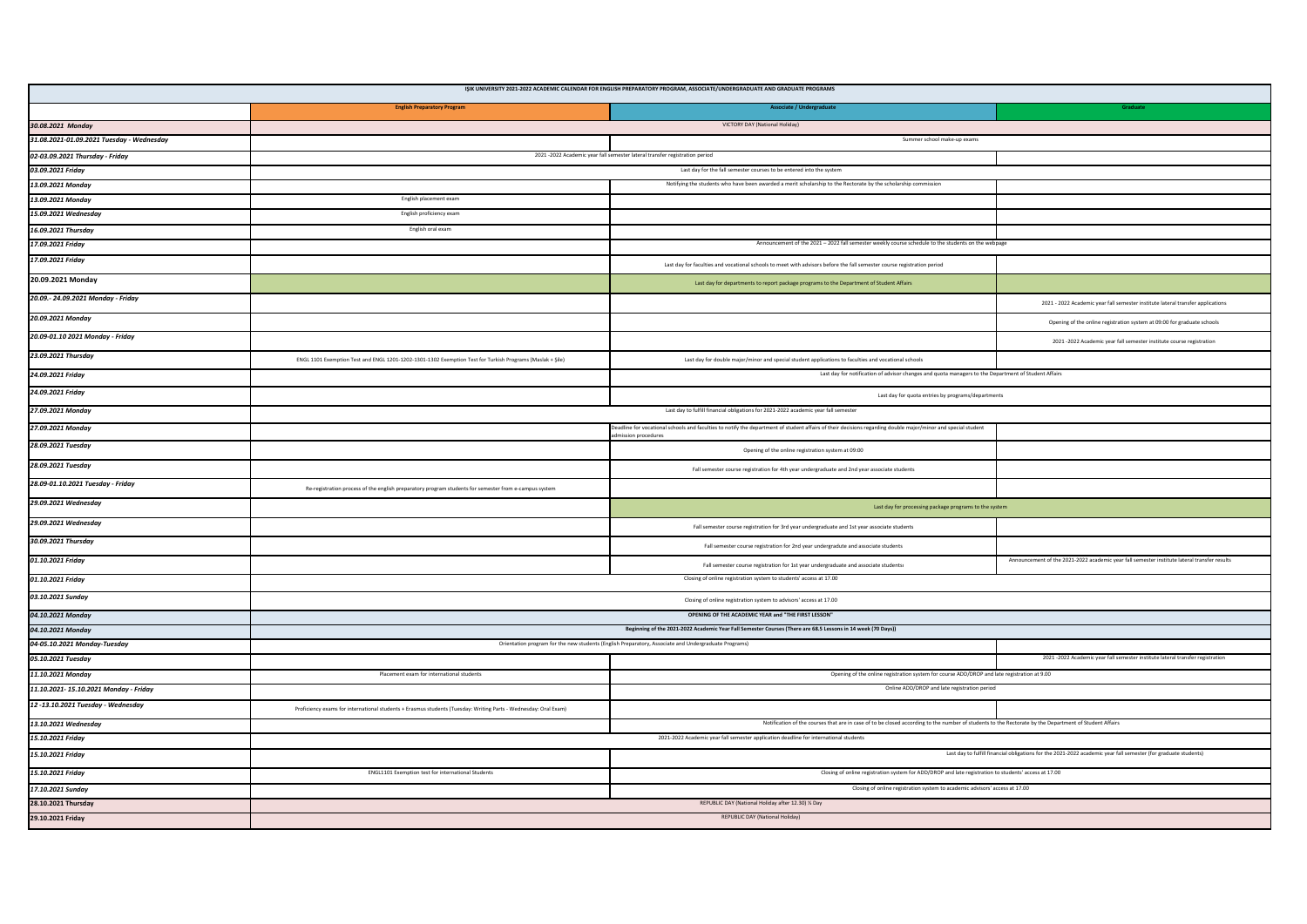| IŞIK UNIVERSITY 2021-2022 ACADEMIC CALENDAR FOR ENGLISH PREPARATORY PROGRAM, ASSOCIATE/UNDERGRADUATE AND GRADUATE PROGRAMS | | | |
|---|---|---|---|
| | **English Preparatory Program** | **Associate / Undergraduate** | **Graduate** |
| *30.08.2021 Monday* | VICTORY DAY (National Holiday) | | |
| *31.08.2021-01.09.2021 Tuesday - Wednesday* | | Summer school make-up exams | |
| *02-03.09.2021 Thursday - Friday* | 2021 -2022 Academic year fall semester lateral transfer registration period | | |
| *03.09.2021 Friday* | Last day for the fall semester courses to be entered into the system | | |
| *13.09.2021 Monday* | Notifying the students who have been awarded a merit scholarship to the Rectorate by the scholarship commission | | |
| *13.09.2021 Monday* | English placement exam | | |
| *15.09.2021 Wednesday* | English proficiency exam | | |
| *16.09.2021 Thursday* | English oral exam | | |
| *17.09.2021 Friday* | | Announcement of the 2021 – 2022 fall semester weekly course schedule to the students on the webpage | |
| *17.09.2021 Friday* | | Last day for faculties and vocational schools to meet with advisors before the fall semester course registration period | |
| 20.09.2021 Monday | | Last day for departments to report package programs to the Department of Student Affairs | |
| *20.09.- 24.09.2021 Monday - Friday* | | | 2021 - 2022 Academic year fall semester institute lateral transfer applications |
| *20.09.2021 Monday* | | | Opening of the online registration system at 09:00 for graduate schools |
| *20.09-01.10 2021 Monday - Friday* | | | 2021 -2022 Academic year fall semester institute course registration |
| *23.09.2021 Thursday* | ENGL 1101 Exemption Test and ENGL 1201-1202-1301-1302 Exemption Test for Turkish Programs (Maslak + Şile) | Last day for double major/minor and special student applications to faculties and vocational schools | |
| *24.09.2021 Friday* | | Last day for notification of advisor changes and quota managers to the Department of Student Affairs | |
| *24.09.2021 Friday* | | Last day for quota entries by programs/departments | |
| *27.09.2021 Monday* | Last day to fulfill financial obligations for 2021-2022 academic year fall semester | | |
| *27.09.2021 Monday* | | Deadline for vocational schools and faculties to notify the department of student affairs of their decisions regarding double major/minor and special student admission procedures | |
| *28.09.2021 Tuesday* | | Opening of the online registration system at 09:00 | |
| *28.09.2021 Tuesday* | | Fall semester course registration for 4th year undergraduate and 2nd year associate students | |
| *28.09-01.10.2021 Tuesday - Friday* | Re-registration process of the english preparatory program students for semester from e-campus system | | |
| *29.09.2021 Wednesday* | | Last day for processing package programs to the system | |
| *29.09.2021 Wednesday* | | Fall semester course registration for 3rd year undergraduate and 1st year associate students | |
| *30.09.2021 Thursday* | | Fall semester course registration for 2nd year undergradute and associate students | |
| *01.10.2021 Friday* | | Fall semester course registration for 1st year undergraduate and associate studentsı | Announcement of the 2021-2022 academic year fall semester institute lateral transfer results |
| *01.10.2021 Friday* | Closing of online registration system to students' access at 17.00 | | |
| *03.10.2021 Sunday* | Closing of online registration system to advisors' access at 17.00 | | |
| *04.10.2021 Monday* | **OPENING OF THE ACADEMIC YEAR and "THE FIRST LESSON"** | | |
| *04.10.2021 Monday* | **Beginning of the 2021-2022 Academic Year Fall Semester Courses (There are 68.5 Lessons in 14 week (70 Days))** | | |
| *04-05.10.2021 Monday-Tuesday* | Orientation program for the new students (English Preparatory, Associate and Undergraduate Programs) | | |
| *05.10.2021 Tuesday* | | | 2021 -2022 Academic year fall semester institute lateral transfer registration |
| *11.10.2021 Monday* | Placement exam for international students | Opening of the online registration system for course ADD/DROP and late registration at 9.00 | |
| *11.10.2021- 15.10.2021 Monday - Friday* | | Online ADD/DROP and late registration period | |
| *12 -13.10.2021 Tuesday - Wednesday* | Proficiency exams for international students + Erasmus students (Tuesday: Writing Parts - Wednesday: Oral Exam) | | |
| *13.10.2021 Wednesday* | | Notification of the courses that are in case of to be closed according to the number of students to the Rectorate by the Department of Student Affairs | |
| *15.10.2021 Friday* | 2021-2022 Academic year fall semester application deadline for international students | | |
| *15.10.2021 Friday* | | Last day to fulfill financial obligations for the 2021-2022 academic year fall semester (for graduate students) | |
| *15.10.2021 Friday* | ENGL1101 Exemption test for international Students | Closing of online registration system for ADD/DROP and late registration to students' access at 17.00 | |
| *17.10.2021 Sunday* | | Closing of online registration system to academic advisors' access at 17.00 | |
| **28.10.2021 Thursday** | REPUBLIC DAY (National Holiday after 12.30) ½ Day | | |
| **29.10.2021 Friday** | REPUBLIC DAY (National Holiday) | | |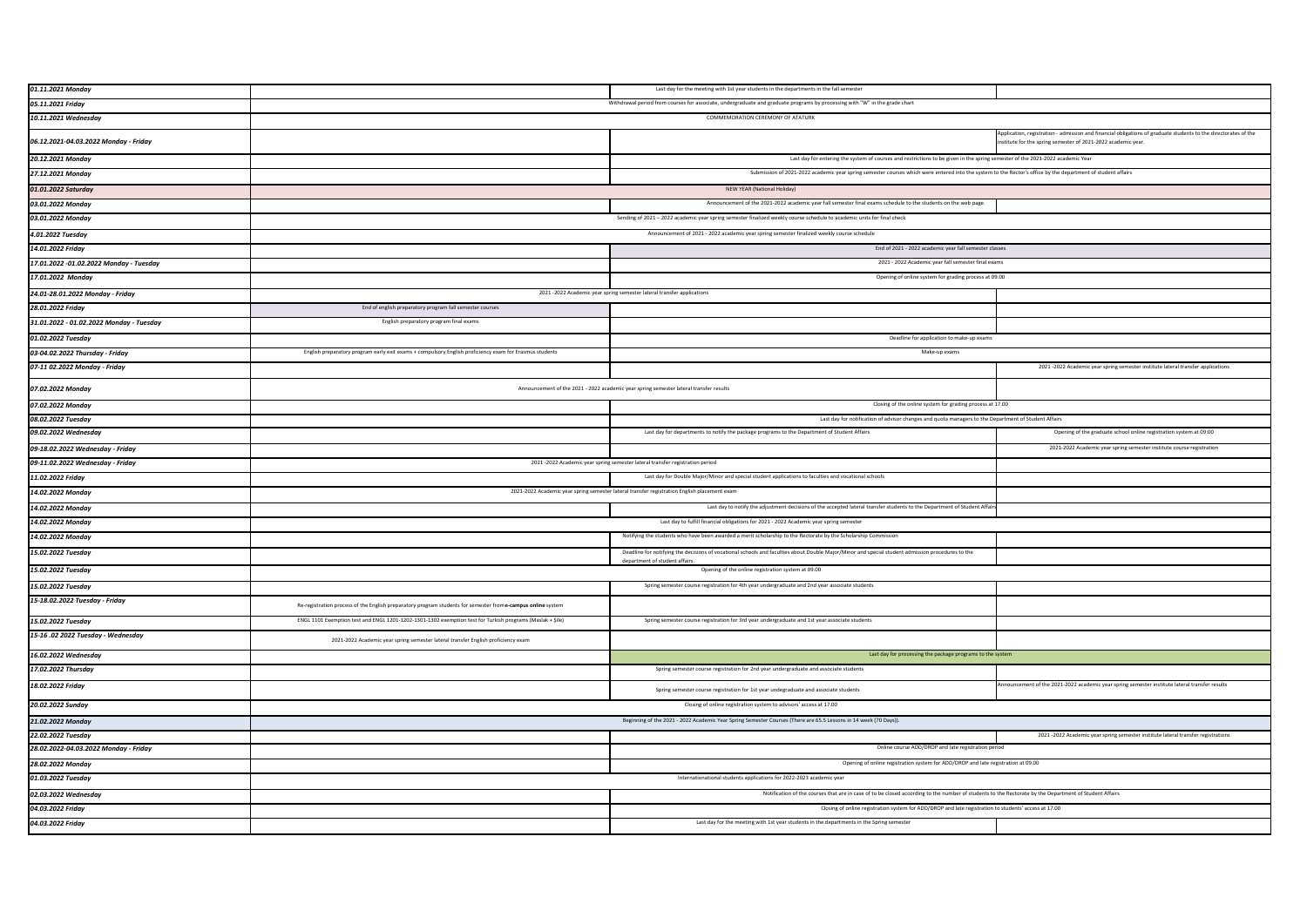| | | | |
|---|---|---|---|
| *01.11.2021 Monday* | | Last day for the meeting with 1st year students in the departments in the fall semester | |
| *05.11.2021 Friday* | | Withdrawal period from courses for associate, undergraduate and graduate programs by processing with "W" in the grade chart | |
| *10.11.2021 Wednesday* | | COMMEMORATION CEREMONY OF ATATURK | |
| *06.12.2021-04.03.2022 Monday - Friday* | | | Application, registration - admission and financial obligations of graduate students to the directorates of the institute for the spring semester of 2021-2022 academic year. |
| *20.12.2021 Monday* | | Last day for entering the system of courses and restrictions to be given in the spring semester of the 2021-2022 academic Year | |
| *27.12.2021 Monday* | | Submission of 2021-2022 academic year spring semester courses which were entered into the system to the Rector's office by the department of student affairs | |
| *01.01.2022 Saturday* | | NEW YEAR (National Holiday) | |
| *03.01.2022 Monday* | | Announcement of the 2021-2022 academic year fall semester final exams schedule to the students on the web page. | |
| *03.01.2022 Monday* | | Sending of 2021 – 2022 academic year spring semester finalized weekly course schedule to academic units for final check | |
| *4.01.2022 Tuesday* | | Announcement of 2021 - 2022 academic year spring semester finalized weekly course schedule | |
| *14.01.2022 Friday* | | End of 2021 - 2022 academic year fall semester classes | |
| *17.01.2022 -01.02.2022 Monday - Tuesday* | | 2021 - 2022 Academic year fall semester final exams | |
| *17.01.2022 Monday* | | Opening of online system for grading process at 09.00 | |
| *24.01-28.01.2022 Monday - Friday* | | 2021 -2022 Academic year spring semester lateral transfer applications | |
| *28.01.2022 Friday* | End of english preparatory program fall semester courses | | |
| *31.01.2022 - 01.02.2022 Monday - Tuesday* | English preparatory program final exams | | |
| *01.02.2022 Tuesday* | | Deadline for application to make-up exams | |
| *03-04.02.2022 Thursday - Friday* | English preparatory program early exit exams + compulsory English proficiency exam for Erasmus students | Make-up exams | |
| *07-11 02.2022 Monday - Friday* | | | 2021 -2022 Academic year spring semester institute lateral transfer applications |
| *07.02.2022 Monday* | | Announcement of the 2021 - 2022 academic year spring semester lateral transfer results | |
| *07.02.2022 Monday* | | Closing of the online system for grading process at 17.00 | |
| *08.02.2022 Tuesday* | | Last day for notification of advisor changes and quota managers to the Department of Student Affairs | |
| *09.02.2022 Wednesday* | | Last day for departments to notify the package programs to the Department of Student Affairs | Opening of the graduate school online registration system at 09:00 |
| *09-18.02.2022 Wednesday - Friday* | | | 2021-2022 Academic year spring semester institute course registration |
| *09-11.02.2022 Wednesday - Friday* | | 2021 -2022 Academic year spring semester lateral transfer registration period | |
| *11.02.2022 Friday* | | Last day for Double Major/Minor and special student applications to faculties and vocational schools | |
| *14.02.2022 Monday* | | 2021-2022 Academic year spring semester lateral transfer registration English placement exam | |
| *14.02.2022 Monday* | | Last day to notify the adjustment decisions of the accepted lateral transfer students to the Department of Student Affairs | |
| *14.02.2022 Monday* | | Last day to fulfill financial obligations for 2021 - 2022 Academic year spring semester | |
| *14.02.2022 Monday* | | Notifying the students who have been awarded a merit scholarship to the Rectorate by the Scholarship Commission | |
| *15.02.2022 Tuesday* | | Deadline for notifying the decisions of vocational schools and faculties about Double Major/Minor and special student admission procedures to the department of student affairs. | |
| *15.02.2022 Tuesday* | | Opening of the online registration system at 09.00 | |
| *15.02.2022 Tuesday* | | Spring semester course registration for 4th year undergraduate and 2nd year associate students | |
| *15-18.02.2022 Tuesday - Friday* | Re-registration process of the English preparatory program students for semester from **e-campus online** system | | |
| *15.02.2022 Tuesday* | ENGL 1101 Exemption test and ENGL 1201-1202-1301-1302 exemption test for Turkish programs (Maslak + Şile) | Spring semester course registration for 3rd year undergraduate and 1st year associate students | |
| *15-16 .02 2022 Tuesday - Wednesday* | 2021-2022 Academic year spring semester lateral transfer English proficiency exam | | |
| *16.02.2022 Wednesday* | | Last day for processing the package programs to the system | |
| *17.02.2022 Thursday* | | Spring semester course registration for 2nd year undergraduate and associate students | |
| *18.02.2022 Friday* | | Spring semester course registration for 1st year undegraduate and associate students | Announcement of the 2021-2022 academic year spring semester institute lateral transfer results |
| *20.02.2022 Sunday* | | Closing of online registration system to advisors' access at 17.00 | |
| *21.02.2022 Monday* | | Beginning of the 2021 - 2022 Academic Year Spring Semester Courses (There are 65.5 Lessons in 14 week (70 Days)). | |
| *22.02.2022 Tuesday* | | | 2021 -2022 Academic year spring semester institute lateral transfer registrations |
| *28.02.2022-04.03.2022 Monday - Friday* | | Online course ADD/DROP and late registration period | |
| *28.02.2022 Monday* | | Opening of online registration system for ADD/DROP and late registration at 09.00 | |
| *01.03.2022 Tuesday* | | Internationational students applications for 2022-2023 academic year | |
| *02.03.2022 Wednesday* | | Notification of the courses that are in case of to be closed according to the number of students to the Rectorate by the Department of Student Affairs | |
| *04.03.2022 Friday* | | Closing of online registration system for ADD/DROP and late registration to students' access at 17.00 | |
| *04.03.2022 Friday* | | Last day for the meeting with 1st year students in the departments in the Spring semester | |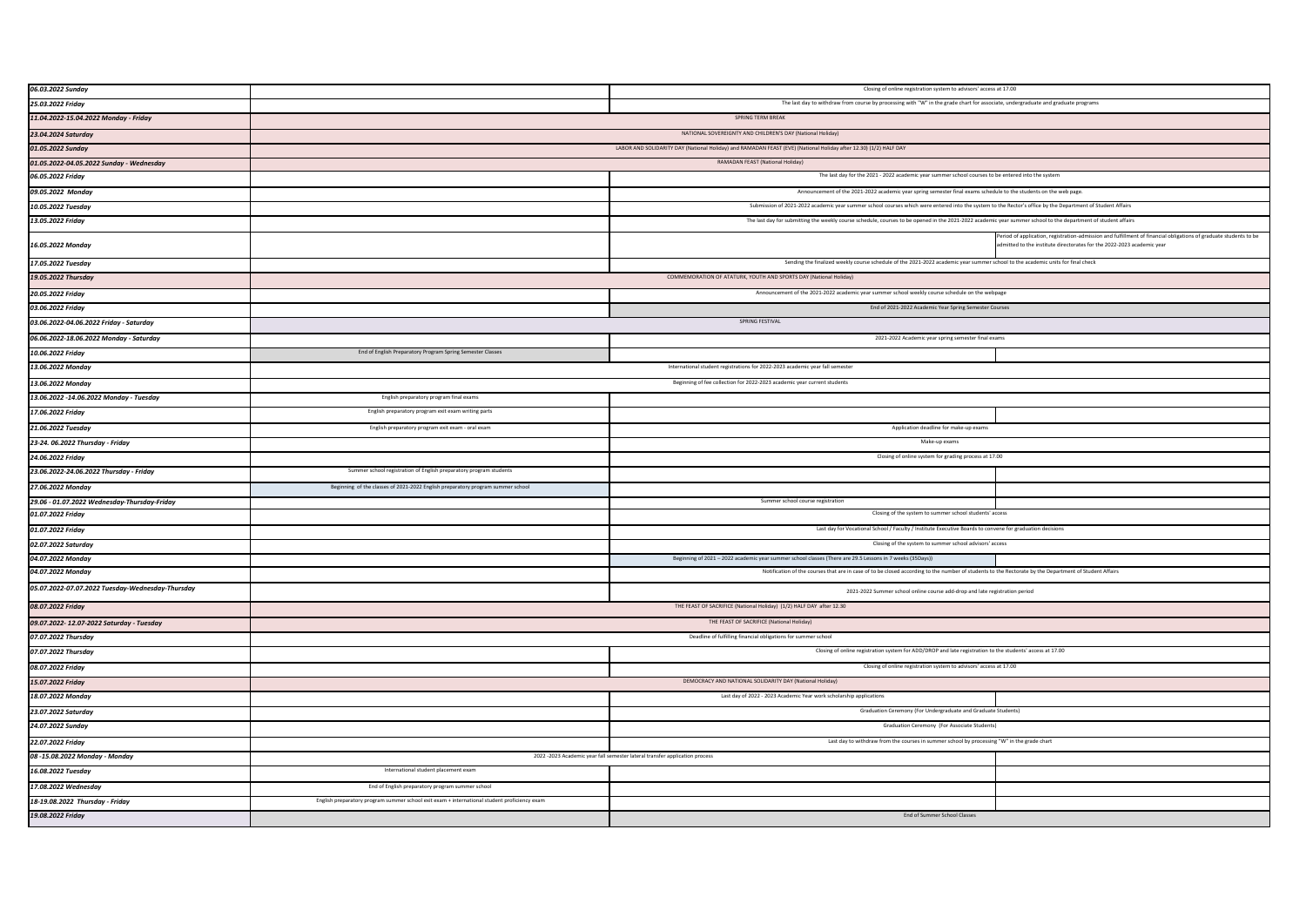| Date | English Preparatory Program | Associate / Undergraduate / Graduate Programs | |
|---|---|---|---|
| *06.03.2022 Sunday* | | Closing of online registration system to advisors' access at 17.00 | |
| *25.03.2022 Friday* | | The last day to withdraw from course by processing with "W" in the grade chart for associate, undergraduate and graduate programs | |
| *11.04.2022-15.04.2022 Monday - Friday* | SPRING TERM BREAK | | |
| *23.04.2024 Saturday* | NATIONAL SOVEREIGNTY AND CHILDREN'S DAY (National Holiday) | | |
| *01.05.2022 Sunday* | LABOR AND SOLIDARITY DAY (National Holiday) and RAMADAN FEAST (EVE) (National Holiday after 12.30) (1/2) HALF DAY | | |
| *01.05.2022-04.05.2022 Sunday - Wednesday* | RAMADAN FEAST (National Holiday) | | |
| *06.05.2022 Friday* | | The last day for the 2021 - 2022 academic year summer school courses to be entered into the system | |
| *09.05.2022 Monday* | | Announcement of the 2021-2022 academic year spring semester final exams schedule to the students on the web page. | |
| *10.05.2022 Tuesday* | | Submission of 2021-2022 academic year summer school courses which were entered into the system to the Rector's office by the Department of Student Affairs | |
| *13.05.2022 Friday* | | The last day for submitting the weekly course schedule, courses to be opened in the 2021-2022 academic year summer school to the department of student affairs | |
| *16.05.2022 Monday* | | | Period of application, registration-admission and fulfillment of financial obligations of graduate students to be admitted to the institute directorates for the 2022-2023 academic year |
| *17.05.2022 Tuesday* | | Sending the finalized weekly course schedule of the 2021-2022 academic year summer school to the academic units for final check | |
| *19.05.2022 Thursday* | COMMEMORATION OF ATATURK, YOUTH AND SPORTS DAY (National Holiday) | | |
| *20.05.2022 Friday* | | Announcement of the 2021-2022 academic year summer school weekly course schedule on the webpage | |
| *03.06.2022 Friday* | | End of 2021-2022 Academic Year Spring Semester Courses | |
| *03.06.2022-04.06.2022 Friday - Saturday* | SPRING FESTIVAL | | |
| *06.06.2022-18.06.2022 Monday - Saturday* | | 2021-2022 Academic year spring semester final exams | |
| *10.06.2022 Friday* | End of English Preparatory Program Spring Semester Classes | | |
| *13.06.2022 Monday* | International student registrations for 2022-2023 academic year fall semester | | |
| *13.06.2022 Monday* | Beginning of fee collection for 2022-2023 academic year current students | | |
| *13.06.2022 -14.06.2022 Monday - Tuesday* | English preparatory program final exams | | |
| *17.06.2022 Friday* | English preparatory program exit exam writing parts | | |
| *21.06.2022 Tuesday* | English preparatory program exit exam - oral exam | Application deadline for make-up exams | |
| *23-24. 06.2022 Thursday - Friday* | | Make-up exams | |
| *24.06.2022 Friday* | | Closing of online system for grading process at 17.00 | |
| *23.06.2022-24.06.2022 Thursday - Friday* | Summer school registration of English preparatory program students | | |
| *27.06.2022 Monday* | Beginning of the classes of 2021-2022 English preparatory program summer school | | |
| *29.06 - 01.07.2022 Wednesday-Thursday-Friday* | | Summer school course registration | |
| *01.07.2022 Friday* | | Closing of the system to summer school students' access | |
| *01.07.2022 Friday* | | Last day for Vocational School / Faculty / Institute Executive Boards to convene for graduation decisions | |
| *02.07.2022 Saturday* | | Closing of the system to summer school advisors' access | |
| *04.07.2022 Monday* | | Beginning of 2021 – 2022 academic year summer school classes (There are 29.5 Lessons in 7 weeks (35Days)) | |
| *04.07.2022 Monday* | | Notification of the courses that are in case of to be closed according to the number of students to the Rectorate by the Department of Student Affairs | |
| *05.07.2022-07.07.2022 Tuesday-Wednesday-Thursday* | | 2021-2022 Summer school online course add-drop and late registration period | |
| *08.07.2022 Friday* | THE FEAST OF SACRIFICE (National Holiday) (1/2) HALF DAY after 12.30 | | |
| *09.07.2022- 12.07.2022 Saturday - Tuesday* | THE FEAST OF SACRIFICE (National Holiday) | | |
| *07.07.2022 Thursday* | | Deadline of fulfilling financial obligations for summer school | |
| *07.07.2022 Thursday* | | Closing of online registration system for ADD/DROP and late registration to the students' access at 17.00 | |
| *08.07.2022 Friday* | | Closing of online registration system to advisors' access at 17.00 | |
| *15.07.2022 Friday* | DEMOCRACY AND NATIONAL SOLIDARITY DAY (National Holiday) | | |
| *18.07.2022 Monday* | | Last day of 2022 - 2023 Academic Year work scholarship applications | |
| *23.07.2022 Saturday* | | Graduation Ceremony (For Undergraduate and Graduate Students) | |
| *24.07.2022 Sunday* | | Graduation Ceremony (For Associate Students) | |
| *22.07.2022 Friday* | | Last day to withdraw from the courses in summer school by processing "W" in the grade chart | |
| *08 -15.08.2022 Monday - Monday* | 2022 -2023 Academic year fall semester lateral transfer application process | | |
| *16.08.2022 Tuesday* | International student placement exam | | |
| *17.08.2022 Wednesday* | End of English preparatory program summer school | | |
| *18-19.08.2022 Thursday - Friday* | English preparatory program summer school exit exam + international student proficiency exam | | |
| *19.08.2022 Friday* | | End of Summer School Classes | |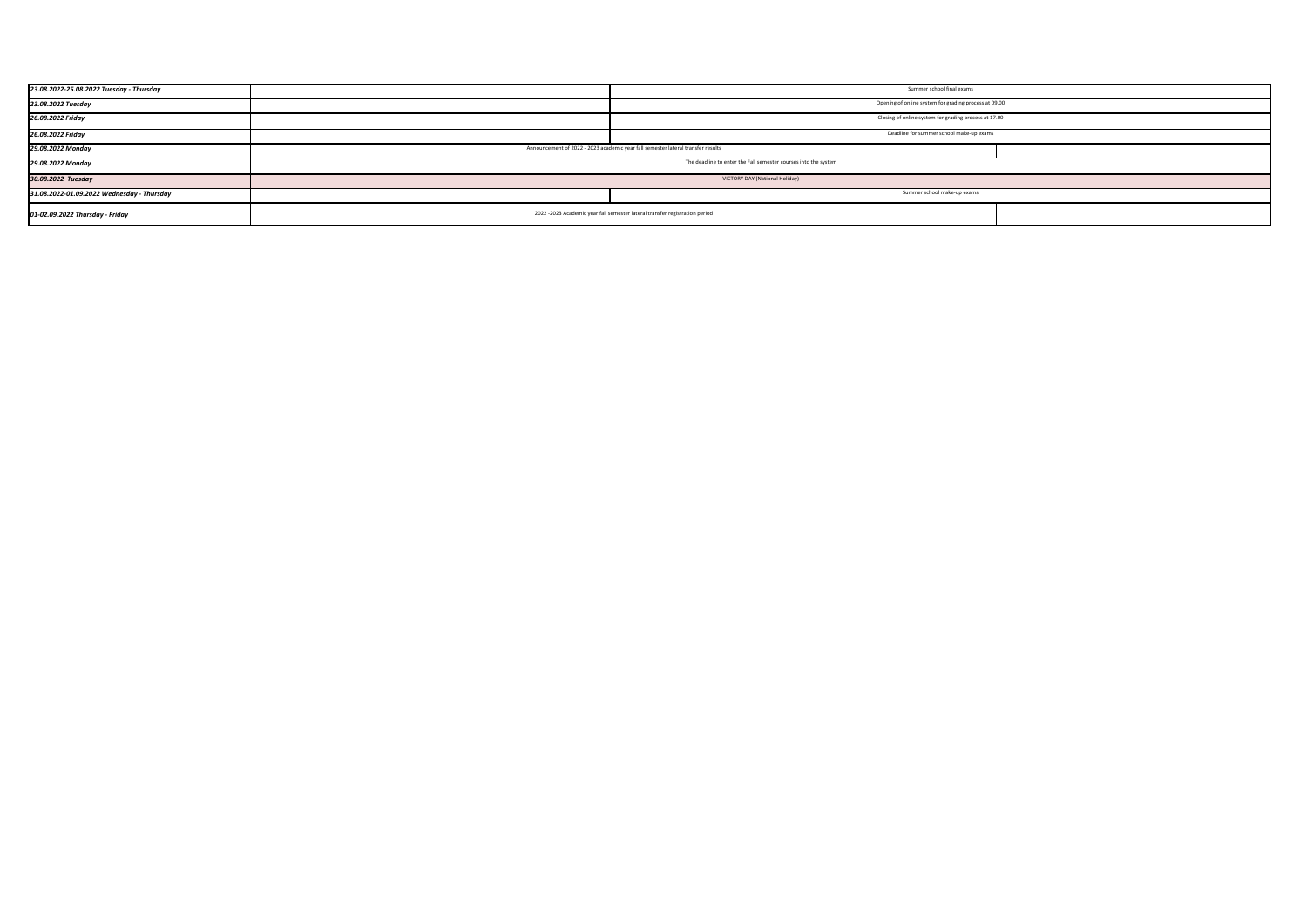| | | | |
|---|---|---|---|
| ***23.08.2022-25.08.2022 Tuesday - Thursday*** | | Summer school final exams | |
| ***23.08.2022 Tuesday*** | | Opening of online system for grading process at 09.00 | |
| ***26.08.2022 Friday*** | | Closing of online system for grading process at 17.00 | |
| ***26.08.2022 Friday*** | | Deadline for summer school make-up exams | |
| ***29.08.2022 Monday*** | Announcement of 2022 - 2023 academic year fall semester lateral transfer results | | |
| ***29.08.2022 Monday*** | The deadline to enter the Fall semester courses into the system | | |
| ***30.08.2022 Tuesday*** | VICTORY DAY (National Holiday) | | |
| ***31.08.2022-01.09.2022 Wednesday - Thursday*** | | Summer school make-up exams | |
| ***01-02.09.2022 Thursday - Friday*** | 2022 -2023 Academic year fall semester lateral transfer registration period | | |